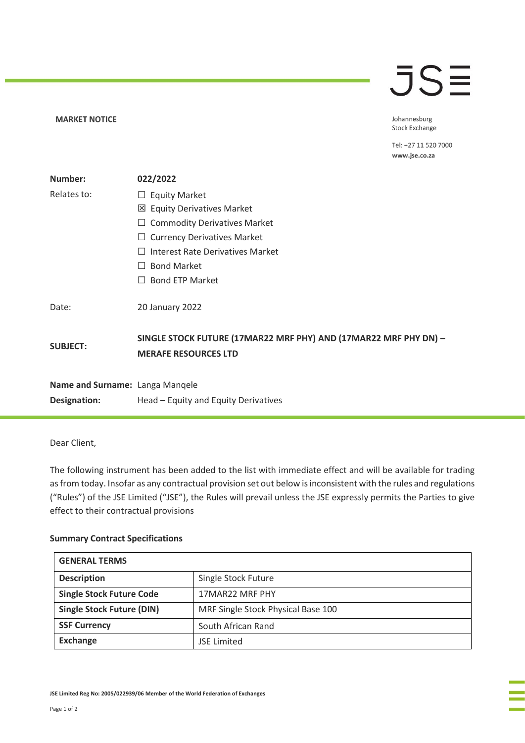**MARKET NOTICE**

Johannesburg
Stock Exchange

Tel: +27 11 520 7000
**www.jse.co.za**

| | |
|---|---|
| **Number:** | **022/2022** |
| Relates to: | ☐ Equity Market<br>☒ Equity Derivatives Market<br>☐ Commodity Derivatives Market<br>☐ Currency Derivatives Market<br>☐ Interest Rate Derivatives Market<br>☐ Bond Market<br>☐ Bond ETP Market |
| Date: | 20 January 2022 |
| **SUBJECT:** | **SINGLE STOCK FUTURE (17MAR22 MRF PHY) AND (17MAR22 MRF PHY DN) – MERAFE RESOURCES LTD** |
| **Name and Surname:** | Langa Manqele |
| **Designation:** | Head – Equity and Equity Derivatives |

Dear Client,

The following instrument has been added to the list with immediate effect and will be available for trading as from today. Insofar as any contractual provision set out below is inconsistent with the rules and regulations ("Rules") of the JSE Limited ("JSE"), the Rules will prevail unless the JSE expressly permits the Parties to give effect to their contractual provisions

**Summary Contract Specifications**

| **GENERAL TERMS** | |
|---|---|
| **Description** | Single Stock Future |
| **Single Stock Future Code** | 17MAR22 MRF PHY |
| **Single Stock Future (DIN)** | MRF Single Stock Physical Base 100 |
| **SSF Currency** | South African Rand |
| **Exchange** | JSE Limited |

**JSE Limited Reg No: 2005/022939/06 Member of the World Federation of Exchanges**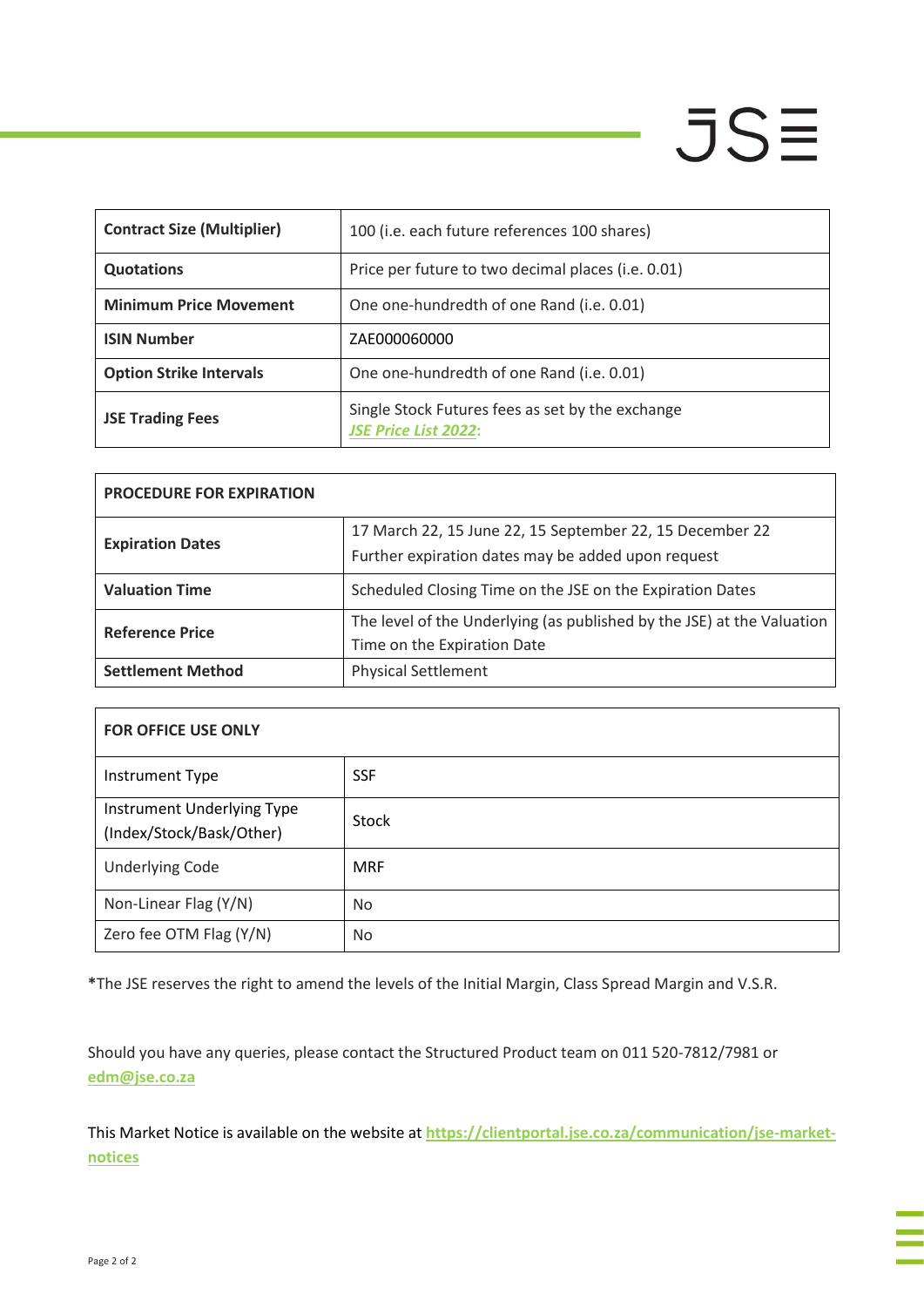| | |
|---|---|
| **Contract Size (Multiplier)** | 100 (i.e. each future references 100 shares) |
| **Quotations** | Price per future to two decimal places (i.e. 0.01) |
| **Minimum Price Movement** | One one-hundredth of one Rand (i.e. 0.01) |
| **ISIN Number** | ZAE000060000 |
| **Option Strike Intervals** | One one-hundredth of one Rand (i.e. 0.01) |
| **JSE Trading Fees** | Single Stock Futures fees as set by the exchange ***JSE Price List 2022*****:** |

| **PROCEDURE FOR EXPIRATION** | |
|---|---|
| **Expiration Dates** | 17 March 22, 15 June 22, 15 September 22, 15 December 22<br>Further expiration dates may be added upon request |
| **Valuation Time** | Scheduled Closing Time on the JSE on the Expiration Dates |
| **Reference Price** | The level of the Underlying (as published by the JSE) at the Valuation Time on the Expiration Date |
| **Settlement Method** | Physical Settlement |

| **FOR OFFICE USE ONLY** | |
|---|---|
| Instrument Type | SSF |
| Instrument Underlying Type (Index/Stock/Bask/Other) | Stock |
| Underlying Code | MRF |
| Non-Linear Flag (Y/N) | No |
| Zero fee OTM Flag (Y/N) | No |

**\***The JSE reserves the right to amend the levels of the Initial Margin, Class Spread Margin and V.S.R.

Should you have any queries, please contact the Structured Product team on 011 520-7812/7981 or **edm@jse.co.za**

This Market Notice is available on the website at **https://clientportal.jse.co.za/communication/jse-market-notices**